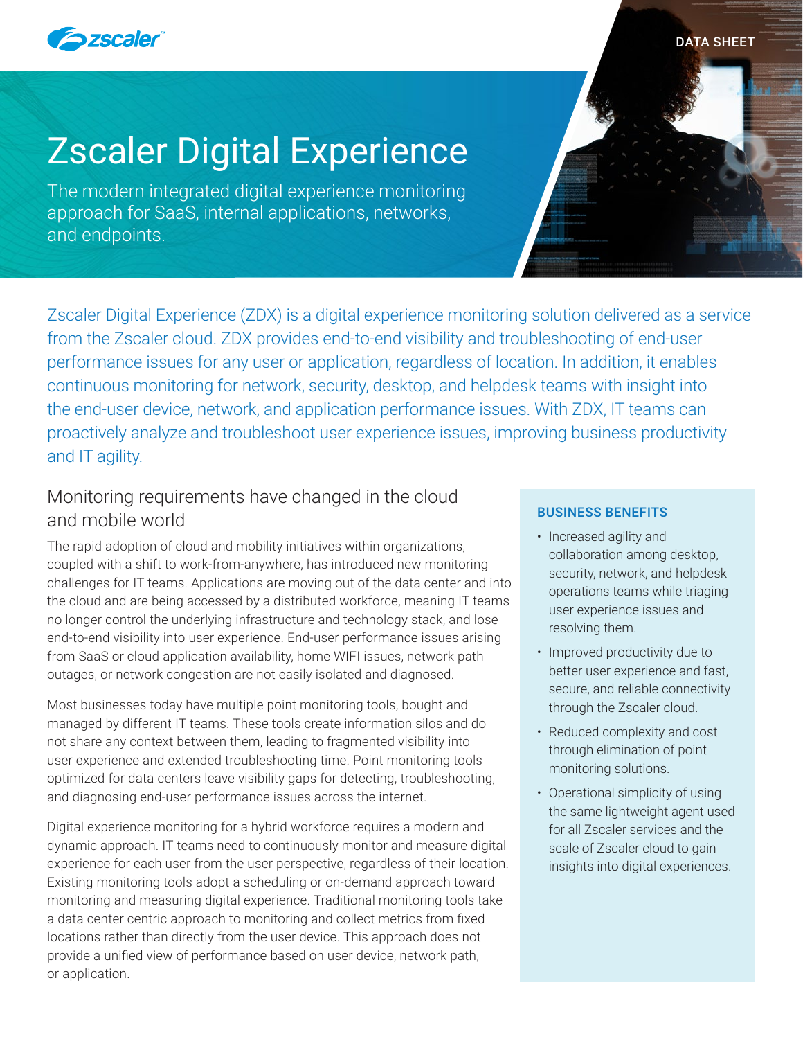DATA SHEET

# Zscaler Digital Experience

The modern integrated digital experience monitoring approach for SaaS, internal applications, networks, and endpoints.

Zscaler Digital Experience (ZDX) is a digital experience monitoring solution delivered as a service from the Zscaler cloud. ZDX provides end-to-end visibility and troubleshooting of end-user performance issues for any user or application, regardless of location. In addition, it enables continuous monitoring for network, security, desktop, and helpdesk teams with insight into the end-user device, network, and application performance issues. With ZDX, IT teams can proactively analyze and troubleshoot user experience issues, improving business productivity and IT agility.

## Monitoring requirements have changed in the cloud and mobile world

The rapid adoption of cloud and mobility initiatives within organizations, coupled with a shift to work-from-anywhere, has introduced new monitoring challenges for IT teams. Applications are moving out of the data center and into the cloud and are being accessed by a distributed workforce, meaning IT teams no longer control the underlying infrastructure and technology stack, and lose end-to-end visibility into user experience. End-user performance issues arising from SaaS or cloud application availability, home WIFI issues, network path outages, or network congestion are not easily isolated and diagnosed.

Most businesses today have multiple point monitoring tools, bought and managed by different IT teams. These tools create information silos and do not share any context between them, leading to fragmented visibility into user experience and extended troubleshooting time. Point monitoring tools optimized for data centers leave visibility gaps for detecting, troubleshooting, and diagnosing end-user performance issues across the internet.

Digital experience monitoring for a hybrid workforce requires a modern and dynamic approach. IT teams need to continuously monitor and measure digital experience for each user from the user perspective, regardless of their location. Existing monitoring tools adopt a scheduling or on-demand approach toward monitoring and measuring digital experience. Traditional monitoring tools take a data center centric approach to monitoring and collect metrics from fixed locations rather than directly from the user device. This approach does not provide a unified view of performance based on user device, network path, or application.

### BUSINESS BENEFITS

- Increased agility and collaboration among desktop, security, network, and helpdesk operations teams while triaging user experience issues and resolving them.
- Improved productivity due to better user experience and fast, secure, and reliable connectivity through the Zscaler cloud.
- Reduced complexity and cost through elimination of point monitoring solutions.
- Operational simplicity of using the same lightweight agent used for all Zscaler services and the scale of Zscaler cloud to gain insights into digital experiences.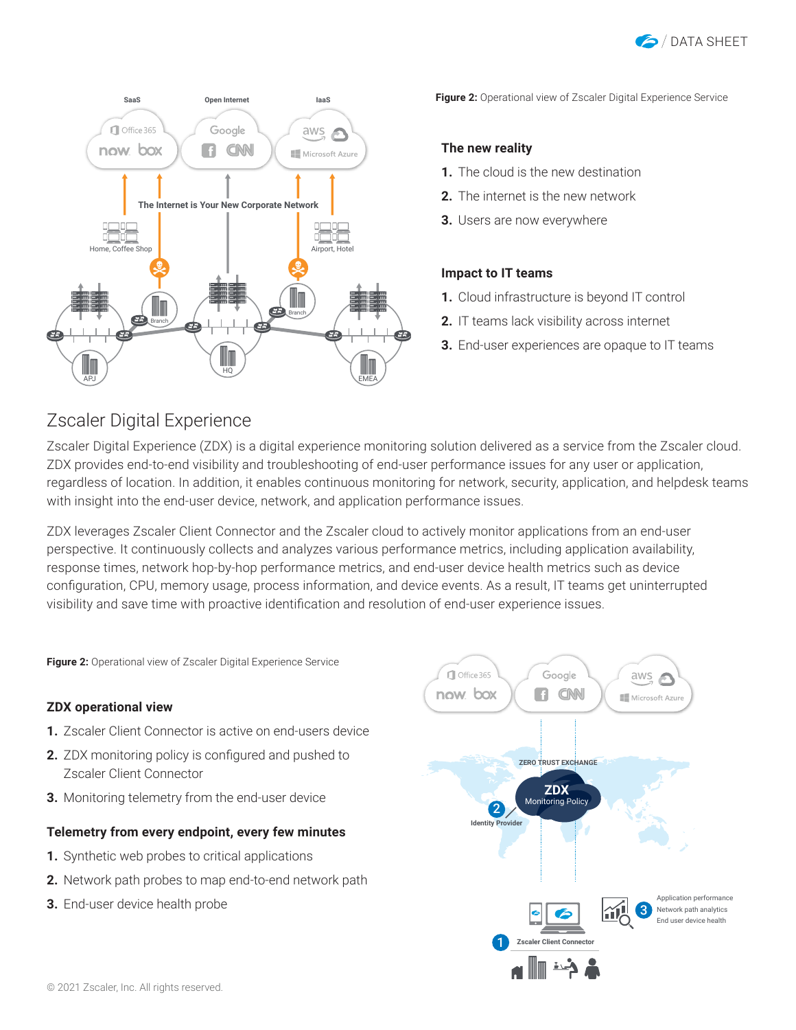**Figure 2:** Operational view of Zscaler Digital Experience Service

**The new reality**

1. The cloud is the new destination
2. The internet is the new network
3. Users are now everywhere

**Impact to IT teams**

1. Cloud infrastructure is beyond IT control
2. IT teams lack visibility across internet
3. End-user experiences are opaque to IT teams

## Zscaler Digital Experience

Zscaler Digital Experience (ZDX) is a digital experience monitoring solution delivered as a service from the Zscaler cloud. ZDX provides end-to-end visibility and troubleshooting of end-user performance issues for any user or application, regardless of location. In addition, it enables continuous monitoring for network, security, application, and helpdesk teams with insight into the end-user device, network, and application performance issues.

ZDX leverages Zscaler Client Connector and the Zscaler cloud to actively monitor applications from an end-user perspective. It continuously collects and analyzes various performance metrics, including application availability, response times, network hop-by-hop performance metrics, and end-user device health metrics such as device configuration, CPU, memory usage, process information, and device events. As a result, IT teams get uninterrupted visibility and save time with proactive identification and resolution of end-user experience issues.

**Figure 2:** Operational view of Zscaler Digital Experience Service

**ZDX operational view**

1. Zscaler Client Connector is active on end-users device
2. ZDX monitoring policy is configured and pushed to Zscaler Client Connector
3. Monitoring telemetry from the end-user device

**Telemetry from every endpoint, every few minutes**

1. Synthetic web probes to critical applications
2. Network path probes to map end-to-end network path
3. End-user device health probe

© 2021 Zscaler, Inc. All rights reserved.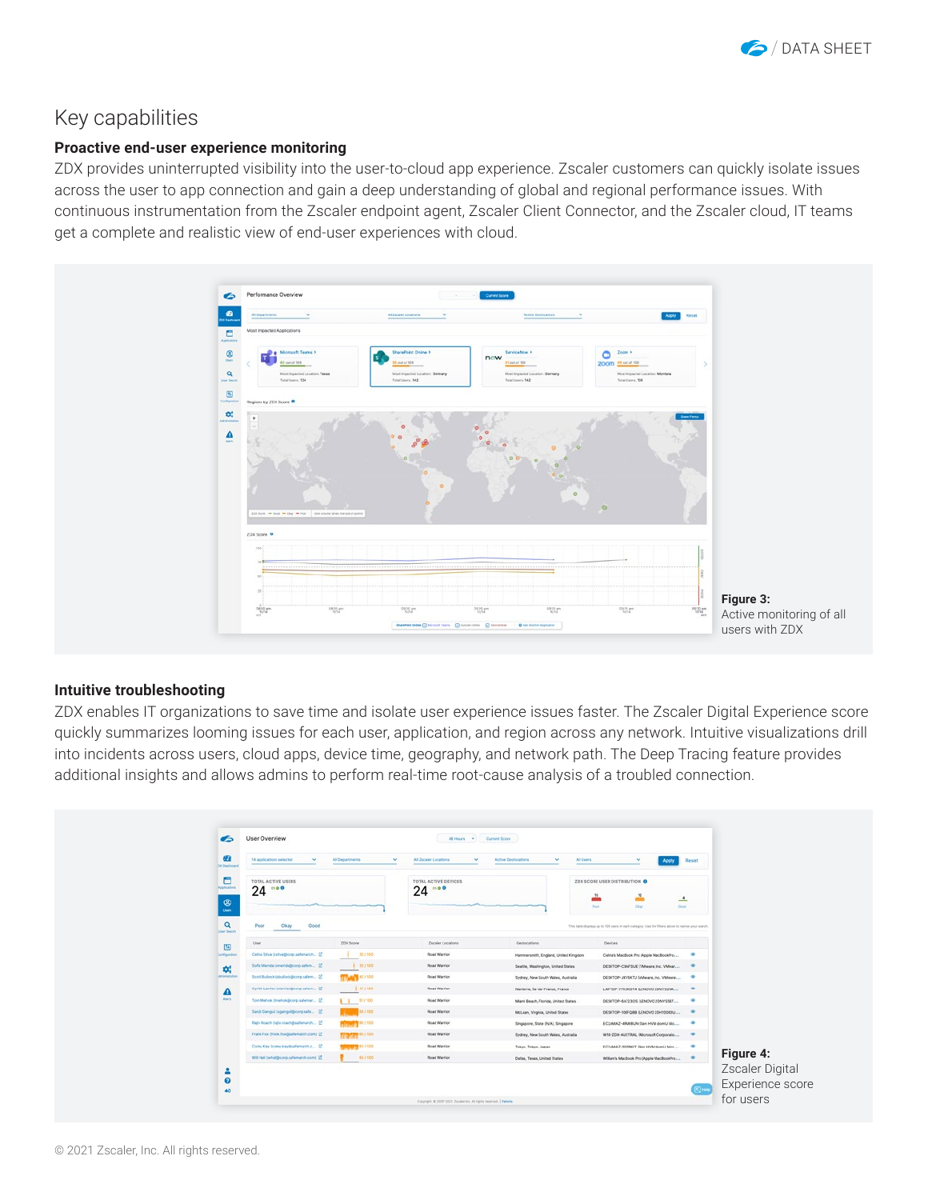# Key capabilities

## Proactive end-user experience monitoring

ZDX provides uninterrupted visibility into the user-to-cloud app experience. Zscaler customers can quickly isolate issues across the user to app connection and gain a deep understanding of global and regional performance issues. With continuous instrumentation from the Zscaler endpoint agent, Zscaler Client Connector, and the Zscaler cloud, IT teams get a complete and realistic view of end-user experiences with cloud.

**Figure 3:** Active monitoring of all users with ZDX

## Intuitive troubleshooting

ZDX enables IT organizations to save time and isolate user experience issues faster. The Zscaler Digital Experience score quickly summarizes looming issues for each user, application, and region across any network. Intuitive visualizations drill into incidents across users, cloud apps, device time, geography, and network path. The Deep Tracing feature provides additional insights and allows admins to perform real-time root-cause analysis of a troubled connection.

**Figure 4:** Zscaler Digital Experience score for users

© 2021 Zscaler, Inc. All rights reserved.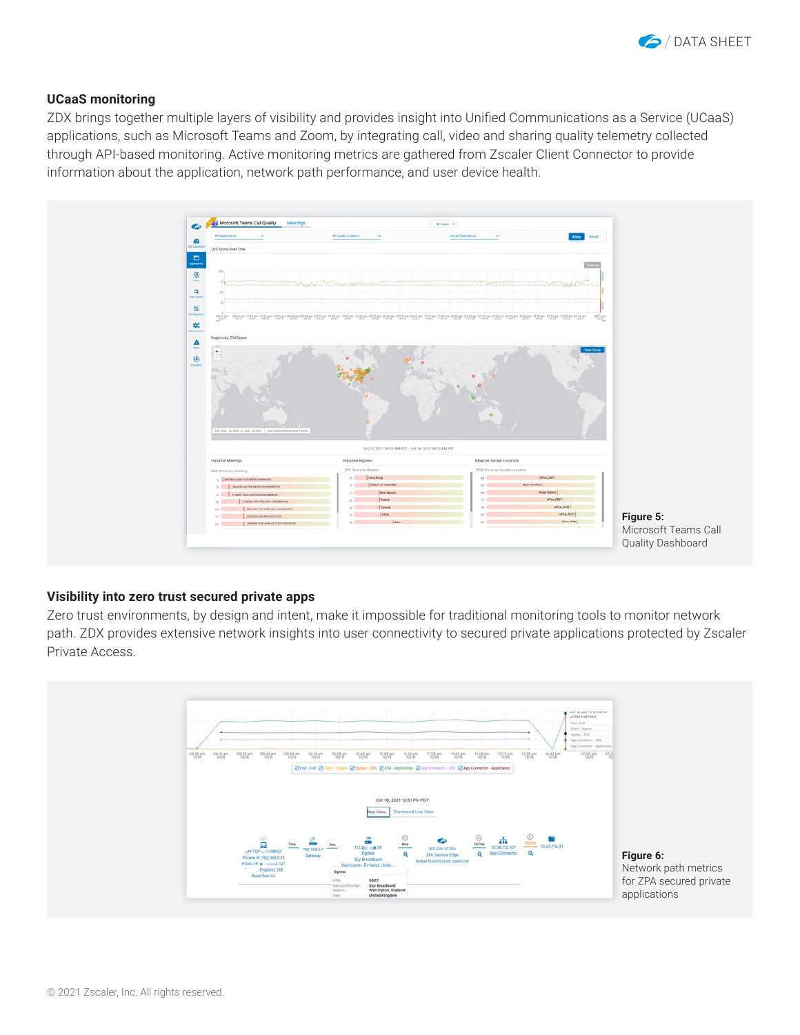## UCaaS monitoring

ZDX brings together multiple layers of visibility and provides insight into Unified Communications as a Service (UCaaS) applications, such as Microsoft Teams and Zoom, by integrating call, video and sharing quality telemetry collected through API-based monitoring. Active monitoring metrics are gathered from Zscaler Client Connector to provide information about the application, network path performance, and user device health.

**Figure 5:**
Microsoft Teams Call Quality Dashboard

## Visibility into zero trust secured private apps

Zero trust environments, by design and intent, make it impossible for traditional monitoring tools to monitor network path. ZDX provides extensive network insights into user connectivity to secured private applications protected by Zscaler Private Access.

**Figure 6:**
Network path metrics for ZPA secured private applications

© 2021 Zscaler, Inc. All rights reserved.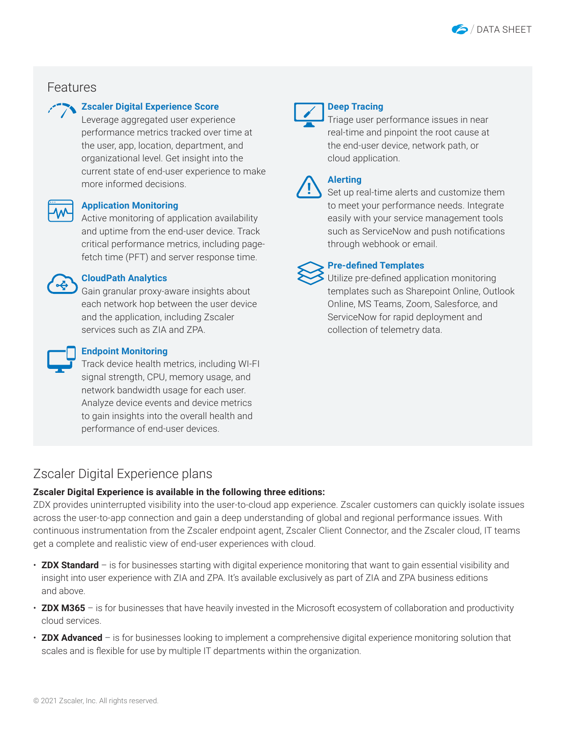## Features

### Zscaler Digital Experience Score

Leverage aggregated user experience performance metrics tracked over time at the user, app, location, department, and organizational level. Get insight into the current state of end-user experience to make more informed decisions.

### Application Monitoring

Active monitoring of application availability and uptime from the end-user device. Track critical performance metrics, including page-fetch time (PFT) and server response time.

### CloudPath Analytics

Gain granular proxy-aware insights about each network hop between the user device and the application, including Zscaler services such as ZIA and ZPA.

### Endpoint Monitoring

Track device health metrics, including WI-FI signal strength, CPU, memory usage, and network bandwidth usage for each user. Analyze device events and device metrics to gain insights into the overall health and performance of end-user devices.

### Deep Tracing

Triage user performance issues in near real-time and pinpoint the root cause at the end-user device, network path, or cloud application.

### Alerting

Set up real-time alerts and customize them to meet your performance needs. Integrate easily with your service management tools such as ServiceNow and push notifications through webhook or email.

### Pre-defined Templates

Utilize pre-defined application monitoring templates such as Sharepoint Online, Outlook Online, MS Teams, Zoom, Salesforce, and ServiceNow for rapid deployment and collection of telemetry data.

## Zscaler Digital Experience plans

**Zscaler Digital Experience is available in the following three editions:**

ZDX provides uninterrupted visibility into the user-to-cloud app experience. Zscaler customers can quickly isolate issues across the user-to-app connection and gain a deep understanding of global and regional performance issues. With continuous instrumentation from the Zscaler endpoint agent, Zscaler Client Connector, and the Zscaler cloud, IT teams get a complete and realistic view of end-user experiences with cloud.

- **ZDX Standard** – is for businesses starting with digital experience monitoring that want to gain essential visibility and insight into user experience with ZIA and ZPA. It's available exclusively as part of ZIA and ZPA business editions and above.
- **ZDX M365** – is for businesses that have heavily invested in the Microsoft ecosystem of collaboration and productivity cloud services.
- **ZDX Advanced** – is for businesses looking to implement a comprehensive digital experience monitoring solution that scales and is flexible for use by multiple IT departments within the organization.

© 2021 Zscaler, Inc. All rights reserved.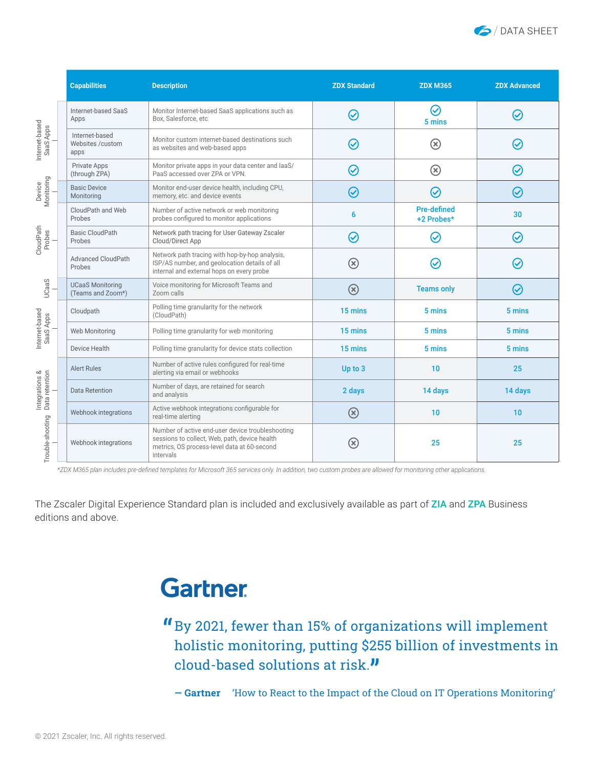| | Capabilities | Description | ZDX Standard | ZDX M365 | ZDX Advanced |
|---|---|---|---|---|---|
| Internet-based SaaS Apps | Internet-based SaaS Apps | Monitor Internet-based SaaS applications such as Box, Salesforce, etc | ✓ | ✓ 5 mins | ✓ |
| | Internet-based Websites /custom apps | Monitor custom internet-based destinations such as websites and web-based apps | ✓ | ✗ | ✓ |
| | Private Apps (through ZPA) | Monitor private apps in your data center and IaaS/ PaaS accessed over ZPA or VPN. | ✓ | ✗ | ✓ |
| Device Monitoring | Basic Device Monitoring | Monitor end-user device health, including CPU, memory, etc. and device events | ✓ | ✓ | ✓ |
| CloudPath Probes | CloudPath and Web Probes | Number of active network or web monitoring probes configured to monitor applications | 6 | Pre-defined +2 Probes* | 30 |
| | Basic CloudPath Probes | Network path tracing for User Gateway Zscaler Cloud/Direct App | ✓ | ✓ | ✓ |
| | Advanced CloudPath Probes | Network path tracing with hop-by-hop analysis, ISP/AS number, and geolocation details of all internal and external hops on every probe | ✗ | ✓ | ✓ |
| UCaaS | UCaaS Monitoring (Teams and Zoom*) | Voice monitoring for Microsoft Teams and Zoom calls | ✗ | Teams only | ✓ |
| Internet-based SaaS Apps | Cloudpath | Polling time granularity for the network (CloudPath) | 15 mins | 5 mins | 5 mins |
| | Web Monitoring | Polling time granularity for web monitoring | 15 mins | 5 mins | 5 mins |
| | Device Health | Polling time granularity for device stats collection | 15 mins | 5 mins | 5 mins |
| Integrations & Data retention | Alert Rules | Number of active rules configured for real-time alerting via email or webhooks | Up to 3 | 10 | 25 |
| | Data Retention | Number of days, are retained for search and analysis | 2 days | 14 days | 14 days |
| | Webhook integrations | Active webhook integrations configurable for real-time alerting | ✗ | 10 | 10 |
| Trouble-shooting | Webhook integrations | Number of active end-user device troubleshooting sessions to collect, Web, path, device health metrics, OS process-level data at 60-second intervals | ✗ | 25 | 25 |

*ZDX M365 plan includes pre-defined templates for Microsoft 365 services only. In addition, two custom probes are allowed for monitoring other applications.*

The Zscaler Digital Experience Standard plan is included and exclusively available as part of **ZIA** and **ZPA** Business editions and above.

## Gartner

> "By 2021, fewer than 15% of organizations will implement holistic monitoring, putting $255 billion of investments in cloud-based solutions at risk."
>
> — **Gartner** 'How to React to the Impact of the Cloud on IT Operations Monitoring'

© 2021 Zscaler, Inc. All rights reserved.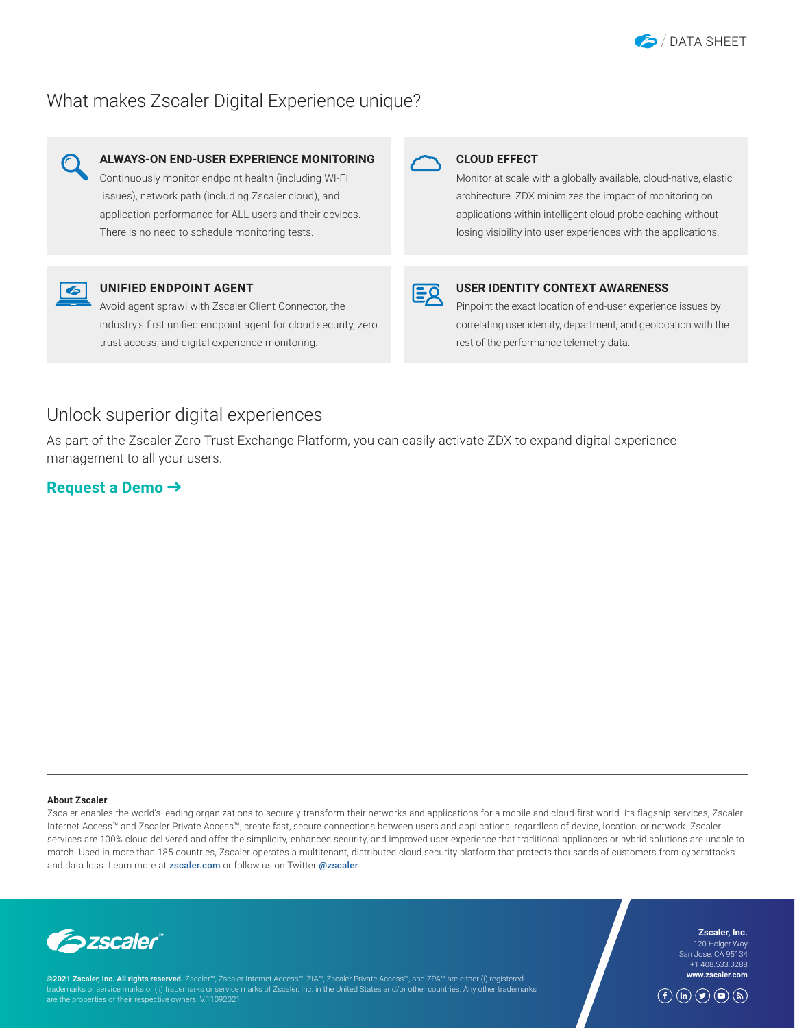## What makes Zscaler Digital Experience unique?

**ALWAYS-ON END-USER EXPERIENCE MONITORING**

Continuously monitor endpoint health (including WI-FI issues), network path (including Zscaler cloud), and application performance for ALL users and their devices. There is no need to schedule monitoring tests.

**CLOUD EFFECT**

Monitor at scale with a globally available, cloud-native, elastic architecture. ZDX minimizes the impact of monitoring on applications within intelligent cloud probe caching without losing visibility into user experiences with the applications.

**UNIFIED ENDPOINT AGENT**

Avoid agent sprawl with Zscaler Client Connector, the industry's first unified endpoint agent for cloud security, zero trust access, and digital experience monitoring.

**USER IDENTITY CONTEXT AWARENESS**

Pinpoint the exact location of end-user experience issues by correlating user identity, department, and geolocation with the rest of the performance telemetry data.

## Unlock superior digital experiences

As part of the Zscaler Zero Trust Exchange Platform, you can easily activate ZDX to expand digital experience management to all your users.

**Request a Demo →**

**About Zscaler**

Zscaler enables the world's leading organizations to securely transform their networks and applications for a mobile and cloud-first world. Its flagship services, Zscaler Internet Access™ and Zscaler Private Access™, create fast, secure connections between users and applications, regardless of device, location, or network. Zscaler services are 100% cloud delivered and offer the simplicity, enhanced security, and improved user experience that traditional appliances or hybrid solutions are unable to match. Used in more than 185 countries, Zscaler operates a multitenant, distributed cloud security platform that protects thousands of customers from cyberattacks and data loss. Learn more at zscaler.com or follow us on Twitter @zscaler.

**©2021 Zscaler, Inc. All rights reserved.** Zscaler™, Zscaler Internet Access™, ZIA™, Zscaler Private Access™, and ZPA™ are either (i) registered trademarks or service marks or (ii) trademarks or service marks of Zscaler, Inc. in the United States and/or other countries. Any other trademarks are the properties of their respective owners. V.11092021

**Zscaler, Inc.**
120 Holger Way
San Jose, CA 95134
+1 408.533.0288
**www.zscaler.com**